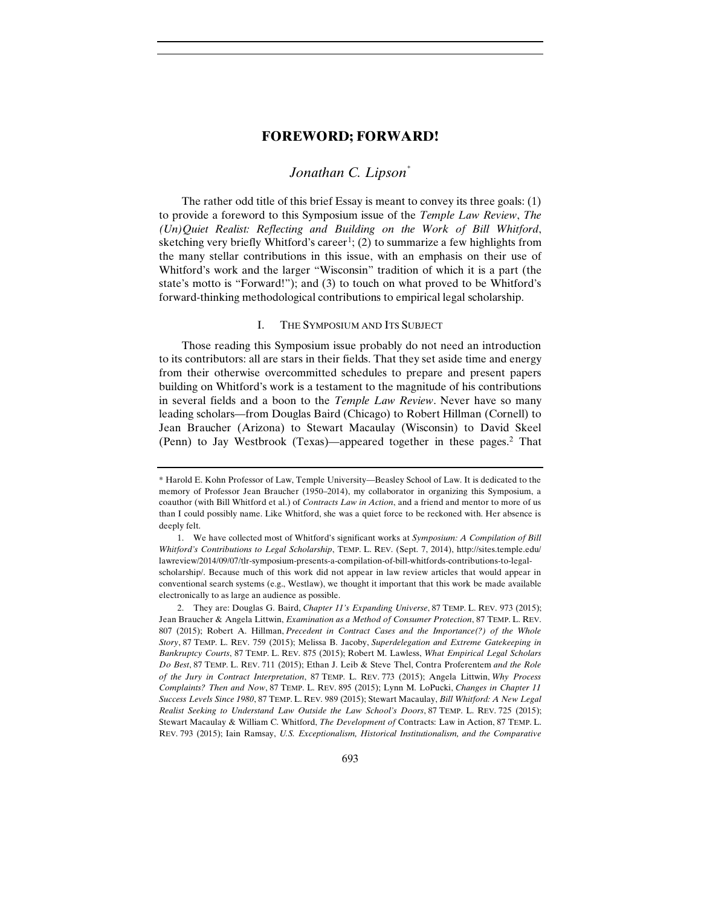# FOREWORD; FORWARD!

## *Jonathan C. Lipson*[*]

The rather odd title of this brief Essay is meant to convey its three goals: (1) to provide a foreword to this Symposium issue of the *Temple Law Review*, *The (Un)Quiet Realist: Reflecting and Building on the Work of Bill Whitford*, sketching very briefly Whitford's career[1]; (2) to summarize a few highlights from the many stellar contributions in this issue, with an emphasis on their use of Whitford's work and the larger "Wisconsin" tradition of which it is a part (the state's motto is "Forward!"); and (3) to touch on what proved to be Whitford's forward-thinking methodological contributions to empirical legal scholarship.

### I. THE SYMPOSIUM AND ITS SUBJECT

Those reading this Symposium issue probably do not need an introduction to its contributors: all are stars in their fields. That they set aside time and energy from their otherwise overcommitted schedules to prepare and present papers building on Whitford's work is a testament to the magnitude of his contributions in several fields and a boon to the *Temple Law Review*. Never have so many leading scholars—from Douglas Baird (Chicago) to Robert Hillman (Cornell) to Jean Braucher (Arizona) to Stewart Macaulay (Wisconsin) to David Skeel (Penn) to Jay Westbrook (Texas)—appeared together in these pages.[2] That

---

\* Harold E. Kohn Professor of Law, Temple University—Beasley School of Law. It is dedicated to the memory of Professor Jean Braucher (1950–2014), my collaborator in organizing this Symposium, a coauthor (with Bill Whitford et al.) of *Contracts Law in Action*, and a friend and mentor to more of us than I could possibly name. Like Whitford, she was a quiet force to be reckoned with. Her absence is deeply felt.

1. We have collected most of Whitford's significant works at *Symposium: A Compilation of Bill Whitford's Contributions to Legal Scholarship*, TEMP. L. REV. (Sept. 7, 2014), http://sites.temple.edu/lawreview/2014/09/07/tlr-symposium-presents-a-compilation-of-bill-whitfords-contributions-to-legal-scholarship/. Because much of this work did not appear in law review articles that would appear in conventional search systems (e.g., Westlaw), we thought it important that this work be made available electronically to as large an audience as possible.

2. They are: Douglas G. Baird, *Chapter 11's Expanding Universe*, 87 TEMP. L. REV. 973 (2015); Jean Braucher & Angela Littwin, *Examination as a Method of Consumer Protection*, 87 TEMP. L. REV. 807 (2015); Robert A. Hillman, *Precedent in Contract Cases and the Importance(?) of the Whole Story*, 87 TEMP. L. REV. 759 (2015); Melissa B. Jacoby, *Superdelegation and Extreme Gatekeeping in Bankruptcy Courts*, 87 TEMP. L. REV. 875 (2015); Robert M. Lawless, *What Empirical Legal Scholars Do Best*, 87 TEMP. L. REV. 711 (2015); Ethan J. Leib & Steve Thel, Contra Proferentem *and the Role of the Jury in Contract Interpretation*, 87 TEMP. L. REV. 773 (2015); Angela Littwin, *Why Process Complaints? Then and Now*, 87 TEMP. L. REV. 895 (2015); Lynn M. LoPucki, *Changes in Chapter 11 Success Levels Since 1980*, 87 TEMP. L. REV. 989 (2015); Stewart Macaulay, *Bill Whitford: A New Legal Realist Seeking to Understand Law Outside the Law School's Doors*, 87 TEMP. L. REV. 725 (2015); Stewart Macaulay & William C. Whitford, *The Development of* Contracts: Law in Action, 87 TEMP. L. REV. 793 (2015); Iain Ramsay, *U.S. Exceptionalism, Historical Institutionalism, and the Comparative*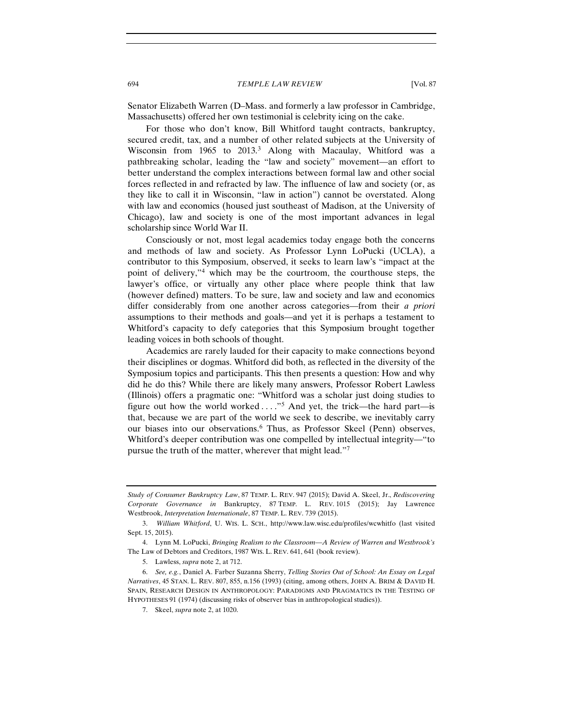Senator Elizabeth Warren (D–Mass. and formerly a law professor in Cambridge, Massachusetts) offered her own testimonial is celebrity icing on the cake.

For those who don't know, Bill Whitford taught contracts, bankruptcy, secured credit, tax, and a number of other related subjects at the University of Wisconsin from 1965 to 2013.[3] Along with Macaulay, Whitford was a pathbreaking scholar, leading the "law and society" movement—an effort to better understand the complex interactions between formal law and other social forces reflected in and refracted by law. The influence of law and society (or, as they like to call it in Wisconsin, "law in action") cannot be overstated. Along with law and economics (housed just southeast of Madison, at the University of Chicago), law and society is one of the most important advances in legal scholarship since World War II.

Consciously or not, most legal academics today engage both the concerns and methods of law and society. As Professor Lynn LoPucki (UCLA), a contributor to this Symposium, observed, it seeks to learn law's "impact at the point of delivery,"[4] which may be the courtroom, the courthouse steps, the lawyer's office, or virtually any other place where people think that law (however defined) matters. To be sure, law and society and law and economics differ considerably from one another across categories—from their *a priori* assumptions to their methods and goals—and yet it is perhaps a testament to Whitford's capacity to defy categories that this Symposium brought together leading voices in both schools of thought.

Academics are rarely lauded for their capacity to make connections beyond their disciplines or dogmas. Whitford did both, as reflected in the diversity of the Symposium topics and participants. This then presents a question: How and why did he do this? While there are likely many answers, Professor Robert Lawless (Illinois) offers a pragmatic one: "Whitford was a scholar just doing studies to figure out how the world worked . . . ."[5] And yet, the trick—the hard part—is that, because we are part of the world we seek to describe, we inevitably carry our biases into our observations.[6] Thus, as Professor Skeel (Penn) observes, Whitford's deeper contribution was one compelled by intellectual integrity—"to pursue the truth of the matter, wherever that might lead."[7]

---

*Study of Consumer Bankruptcy Law*, 87 TEMP. L. REV. 947 (2015); David A. Skeel, Jr., *Rediscovering Corporate Governance in* Bankruptcy, 87 TEMP. L. REV. 1015 (2015); Jay Lawrence Westbrook, *Interpretation Internationale*, 87 TEMP. L. REV. 739 (2015).

3. *William Whitford*, U. WIS. L. SCH., http://www.law.wisc.edu/profiles/wcwhitfo (last visited Sept. 15, 2015).

4. Lynn M. LoPucki, *Bringing Realism to the Classroom—A Review of Warren and Westbrook's* The Law of Debtors and Creditors, 1987 WIS. L. REV. 641, 641 (book review).

5. Lawless, *supra* note 2, at 712.

6. *See, e.g.*, Daniel A. Farber Suzanna Sherry, *Telling Stories Out of School: An Essay on Legal Narratives*, 45 STAN. L. REV. 807, 855, n.156 (1993) (citing, among others, JOHN A. BRIM & DAVID H. SPAIN, RESEARCH DESIGN IN ANTHROPOLOGY: PARADIGMS AND PRAGMATICS IN THE TESTING OF HYPOTHESES 91 (1974) (discussing risks of observer bias in anthropological studies)).

7. Skeel, *supra* note 2, at 1020.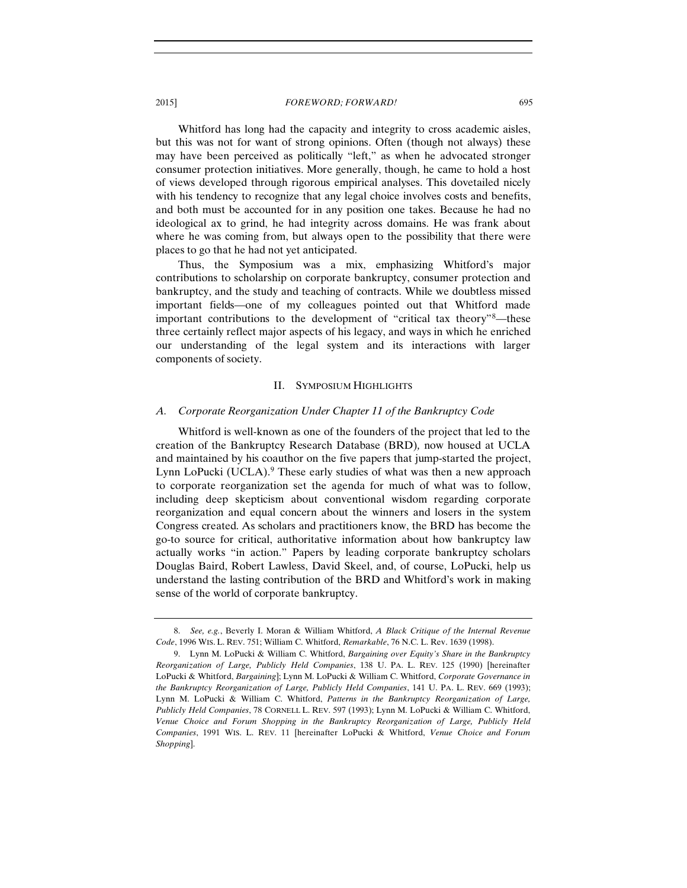Whitford has long had the capacity and integrity to cross academic aisles, but this was not for want of strong opinions. Often (though not always) these may have been perceived as politically "left," as when he advocated stronger consumer protection initiatives. More generally, though, he came to hold a host of views developed through rigorous empirical analyses. This dovetailed nicely with his tendency to recognize that any legal choice involves costs and benefits, and both must be accounted for in any position one takes. Because he had no ideological ax to grind, he had integrity across domains. He was frank about where he was coming from, but always open to the possibility that there were places to go that he had not yet anticipated.

Thus, the Symposium was a mix, emphasizing Whitford's major contributions to scholarship on corporate bankruptcy, consumer protection and bankruptcy, and the study and teaching of contracts. While we doubtless missed important fields—one of my colleagues pointed out that Whitford made important contributions to the development of "critical tax theory"[8]—these three certainly reflect major aspects of his legacy, and ways in which he enriched our understanding of the legal system and its interactions with larger components of society.

## II. Symposium Highlights

### *A. Corporate Reorganization Under Chapter 11 of the Bankruptcy Code*

Whitford is well-known as one of the founders of the project that led to the creation of the Bankruptcy Research Database (BRD), now housed at UCLA and maintained by his coauthor on the five papers that jump-started the project, Lynn LoPucki (UCLA).[9] These early studies of what was then a new approach to corporate reorganization set the agenda for much of what was to follow, including deep skepticism about conventional wisdom regarding corporate reorganization and equal concern about the winners and losers in the system Congress created. As scholars and practitioners know, the BRD has become the go-to source for critical, authoritative information about how bankruptcy law actually works "in action." Papers by leading corporate bankruptcy scholars Douglas Baird, Robert Lawless, David Skeel, and, of course, LoPucki, help us understand the lasting contribution of the BRD and Whitford's work in making sense of the world of corporate bankruptcy.

---

8. *See, e.g.*, Beverly I. Moran & William Whitford, *A Black Critique of the Internal Revenue Code*, 1996 WIS. L. REV. 751; William C. Whitford, *Remarkable*, 76 N.C. L. Rev. 1639 (1998).

9. Lynn M. LoPucki & William C. Whitford, *Bargaining over Equity's Share in the Bankruptcy Reorganization of Large, Publicly Held Companies*, 138 U. PA. L. REV. 125 (1990) [hereinafter LoPucki & Whitford, *Bargaining*]; Lynn M. LoPucki & William C. Whitford, *Corporate Governance in the Bankruptcy Reorganization of Large, Publicly Held Companies*, 141 U. PA. L. REV. 669 (1993); Lynn M. LoPucki & William C. Whitford, *Patterns in the Bankruptcy Reorganization of Large, Publicly Held Companies*, 78 CORNELL L. REV. 597 (1993); Lynn M. LoPucki & William C. Whitford, *Venue Choice and Forum Shopping in the Bankruptcy Reorganization of Large, Publicly Held Companies*, 1991 WIS. L. REV. 11 [hereinafter LoPucki & Whitford, *Venue Choice and Forum Shopping*].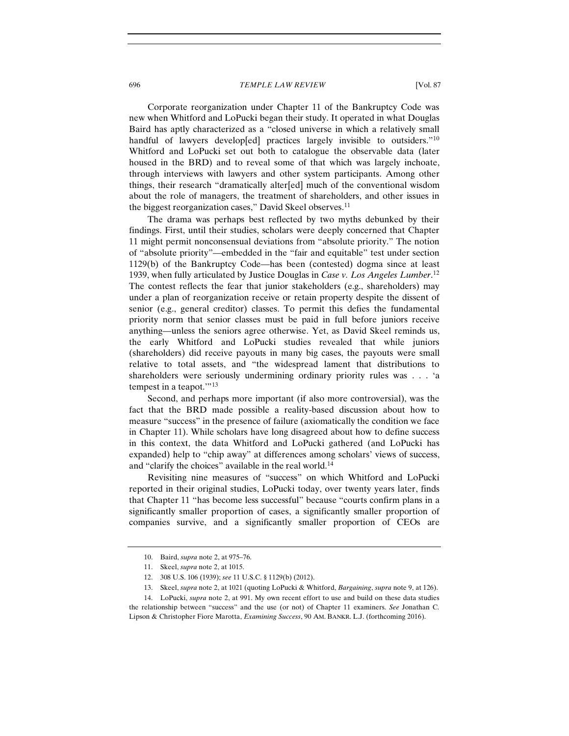Corporate reorganization under Chapter 11 of the Bankruptcy Code was new when Whitford and LoPucki began their study. It operated in what Douglas Baird has aptly characterized as a "closed universe in which a relatively small handful of lawyers develop[ed] practices largely invisible to outsiders."[10] Whitford and LoPucki set out both to catalogue the observable data (later housed in the BRD) and to reveal some of that which was largely inchoate, through interviews with lawyers and other system participants. Among other things, their research "dramatically alter[ed] much of the conventional wisdom about the role of managers, the treatment of shareholders, and other issues in the biggest reorganization cases," David Skeel observes.[11]

The drama was perhaps best reflected by two myths debunked by their findings. First, until their studies, scholars were deeply concerned that Chapter 11 might permit nonconsensual deviations from "absolute priority." The notion of "absolute priority"—embedded in the "fair and equitable" test under section 1129(b) of the Bankruptcy Code—has been (contested) dogma since at least 1939, when fully articulated by Justice Douglas in *Case v. Los Angeles Lumber*.[12] The contest reflects the fear that junior stakeholders (e.g., shareholders) may under a plan of reorganization receive or retain property despite the dissent of senior (e.g., general creditor) classes. To permit this defies the fundamental priority norm that senior classes must be paid in full before juniors receive anything—unless the seniors agree otherwise. Yet, as David Skeel reminds us, the early Whitford and LoPucki studies revealed that while juniors (shareholders) did receive payouts in many big cases, the payouts were small relative to total assets, and "the widespread lament that distributions to shareholders were seriously undermining ordinary priority rules was . . . 'a tempest in a teapot.'"[13]

Second, and perhaps more important (if also more controversial), was the fact that the BRD made possible a reality-based discussion about how to measure "success" in the presence of failure (axiomatically the condition we face in Chapter 11). While scholars have long disagreed about how to define success in this context, the data Whitford and LoPucki gathered (and LoPucki has expanded) help to "chip away" at differences among scholars' views of success, and "clarify the choices" available in the real world.[14]

Revisiting nine measures of "success" on which Whitford and LoPucki reported in their original studies, LoPucki today, over twenty years later, finds that Chapter 11 "has become less successful" because "courts confirm plans in a significantly smaller proportion of cases, a significantly smaller proportion of companies survive, and a significantly smaller proportion of CEOs are

---

10. Baird, *supra* note 2, at 975–76.

11. Skeel, *supra* note 2, at 1015.

12. 308 U.S. 106 (1939); *see* 11 U.S.C. § 1129(b) (2012).

13. Skeel, *supra* note 2, at 1021 (quoting LoPucki & Whitford, *Bargaining*, *supra* note 9, at 126).

14. LoPucki, *supra* note 2, at 991. My own recent effort to use and build on these data studies the relationship between "success" and the use (or not) of Chapter 11 examiners. *See* Jonathan C. Lipson & Christopher Fiore Marotta, *Examining Success*, 90 AM. BANKR. L.J. (forthcoming 2016).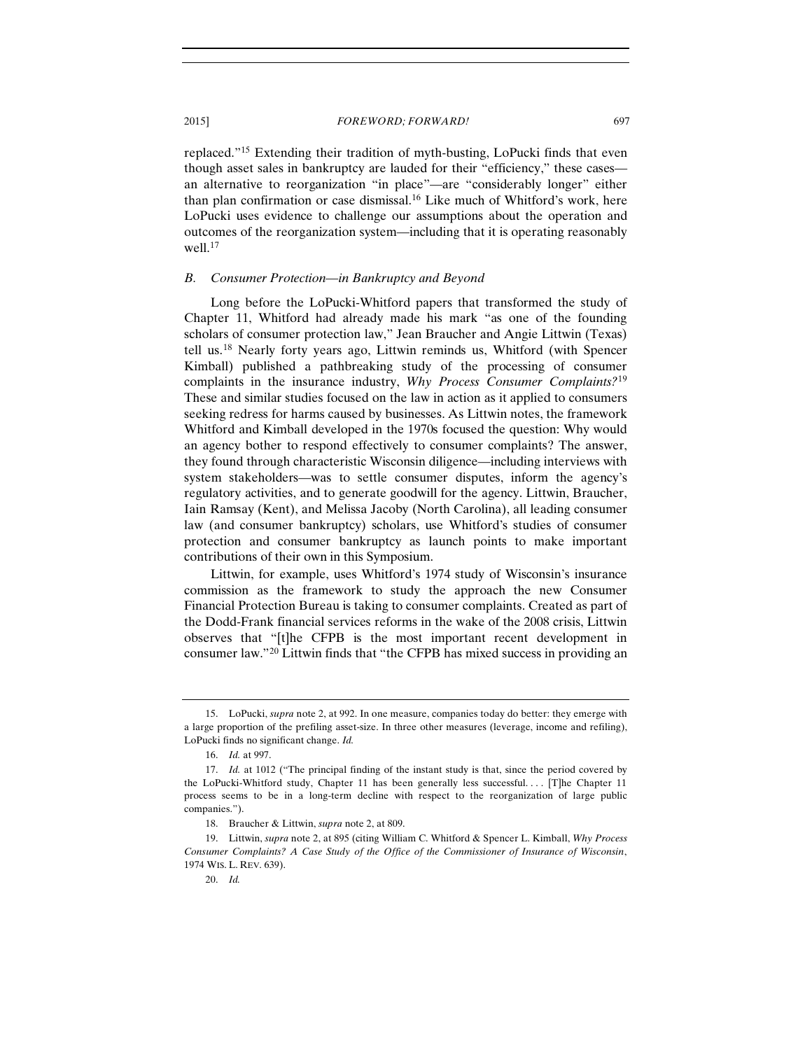replaced."[15] Extending their tradition of myth-busting, LoPucki finds that even though asset sales in bankruptcy are lauded for their "efficiency," these cases—an alternative to reorganization "in place"—are "considerably longer" either than plan confirmation or case dismissal.[16] Like much of Whitford's work, here LoPucki uses evidence to challenge our assumptions about the operation and outcomes of the reorganization system—including that it is operating reasonably well.[17]

### *B. Consumer Protection—in Bankruptcy and Beyond*

Long before the LoPucki-Whitford papers that transformed the study of Chapter 11, Whitford had already made his mark "as one of the founding scholars of consumer protection law," Jean Braucher and Angie Littwin (Texas) tell us.[18] Nearly forty years ago, Littwin reminds us, Whitford (with Spencer Kimball) published a pathbreaking study of the processing of consumer complaints in the insurance industry, *Why Process Consumer Complaints?*[19] These and similar studies focused on the law in action as it applied to consumers seeking redress for harms caused by businesses. As Littwin notes, the framework Whitford and Kimball developed in the 1970s focused the question: Why would an agency bother to respond effectively to consumer complaints? The answer, they found through characteristic Wisconsin diligence—including interviews with system stakeholders—was to settle consumer disputes, inform the agency's regulatory activities, and to generate goodwill for the agency. Littwin, Braucher, Iain Ramsay (Kent), and Melissa Jacoby (North Carolina), all leading consumer law (and consumer bankruptcy) scholars, use Whitford's studies of consumer protection and consumer bankruptcy as launch points to make important contributions of their own in this Symposium.

Littwin, for example, uses Whitford's 1974 study of Wisconsin's insurance commission as the framework to study the approach the new Consumer Financial Protection Bureau is taking to consumer complaints. Created as part of the Dodd-Frank financial services reforms in the wake of the 2008 crisis, Littwin observes that "[t]he CFPB is the most important recent development in consumer law."[20] Littwin finds that "the CFPB has mixed success in providing an

---

15. LoPucki, *supra* note 2, at 992. In one measure, companies today do better: they emerge with a large proportion of the prefiling asset-size. In three other measures (leverage, income and refiling), LoPucki finds no significant change. *Id.*

16. *Id.* at 997.

17. *Id.* at 1012 ("The principal finding of the instant study is that, since the period covered by the LoPucki-Whitford study, Chapter 11 has been generally less successful. . . . [T]he Chapter 11 process seems to be in a long-term decline with respect to the reorganization of large public companies.").

18. Braucher & Littwin, *supra* note 2, at 809.

19. Littwin, *supra* note 2, at 895 (citing William C. Whitford & Spencer L. Kimball, *Why Process Consumer Complaints? A Case Study of the Office of the Commissioner of Insurance of Wisconsin*, 1974 WIS. L. REV. 639).

20. *Id.*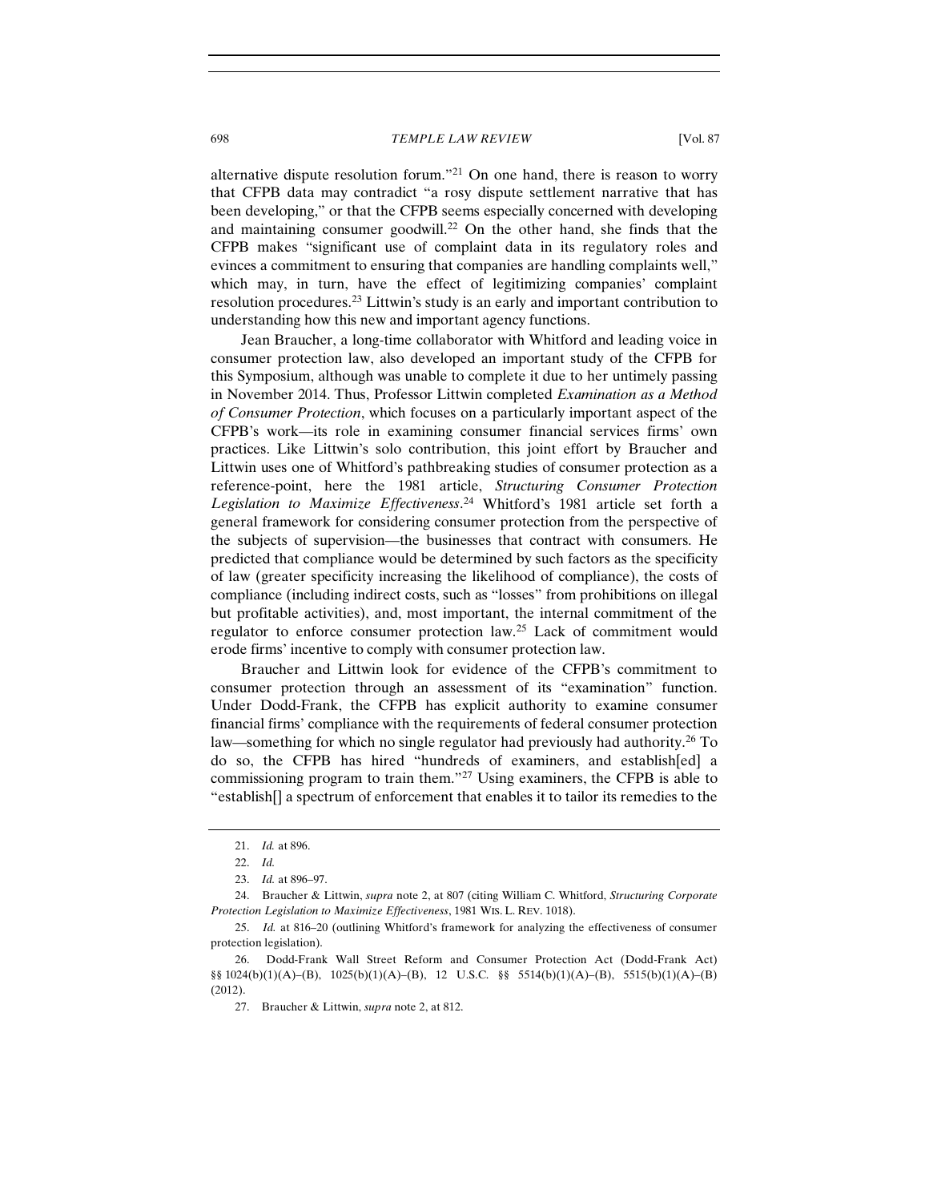alternative dispute resolution forum."[21] On one hand, there is reason to worry that CFPB data may contradict "a rosy dispute settlement narrative that has been developing," or that the CFPB seems especially concerned with developing and maintaining consumer goodwill.[22] On the other hand, she finds that the CFPB makes "significant use of complaint data in its regulatory roles and evinces a commitment to ensuring that companies are handling complaints well," which may, in turn, have the effect of legitimizing companies' complaint resolution procedures.[23] Littwin's study is an early and important contribution to understanding how this new and important agency functions.

Jean Braucher, a long-time collaborator with Whitford and leading voice in consumer protection law, also developed an important study of the CFPB for this Symposium, although was unable to complete it due to her untimely passing in November 2014. Thus, Professor Littwin completed *Examination as a Method of Consumer Protection*, which focuses on a particularly important aspect of the CFPB's work—its role in examining consumer financial services firms' own practices. Like Littwin's solo contribution, this joint effort by Braucher and Littwin uses one of Whitford's pathbreaking studies of consumer protection as a reference-point, here the 1981 article, *Structuring Consumer Protection Legislation to Maximize Effectiveness*.[24] Whitford's 1981 article set forth a general framework for considering consumer protection from the perspective of the subjects of supervision—the businesses that contract with consumers. He predicted that compliance would be determined by such factors as the specificity of law (greater specificity increasing the likelihood of compliance), the costs of compliance (including indirect costs, such as "losses" from prohibitions on illegal but profitable activities), and, most important, the internal commitment of the regulator to enforce consumer protection law.[25] Lack of commitment would erode firms' incentive to comply with consumer protection law.

Braucher and Littwin look for evidence of the CFPB's commitment to consumer protection through an assessment of its "examination" function. Under Dodd-Frank, the CFPB has explicit authority to examine consumer financial firms' compliance with the requirements of federal consumer protection law—something for which no single regulator had previously had authority.[26] To do so, the CFPB has hired "hundreds of examiners, and establish[ed] a commissioning program to train them."[27] Using examiners, the CFPB is able to "establish[] a spectrum of enforcement that enables it to tailor its remedies to the

---

21. *Id.* at 896.

22. *Id.*

23. *Id.* at 896–97.

24. Braucher & Littwin, *supra* note 2, at 807 (citing William C. Whitford, *Structuring Corporate Protection Legislation to Maximize Effectiveness*, 1981 WIS. L. REV. 1018).

25. *Id.* at 816–20 (outlining Whitford's framework for analyzing the effectiveness of consumer protection legislation).

26. Dodd-Frank Wall Street Reform and Consumer Protection Act (Dodd-Frank Act) §§ 1024(b)(1)(A)–(B), 1025(b)(1)(A)–(B), 12 U.S.C. §§ 5514(b)(1)(A)–(B), 5515(b)(1)(A)–(B) (2012).

27. Braucher & Littwin, *supra* note 2, at 812.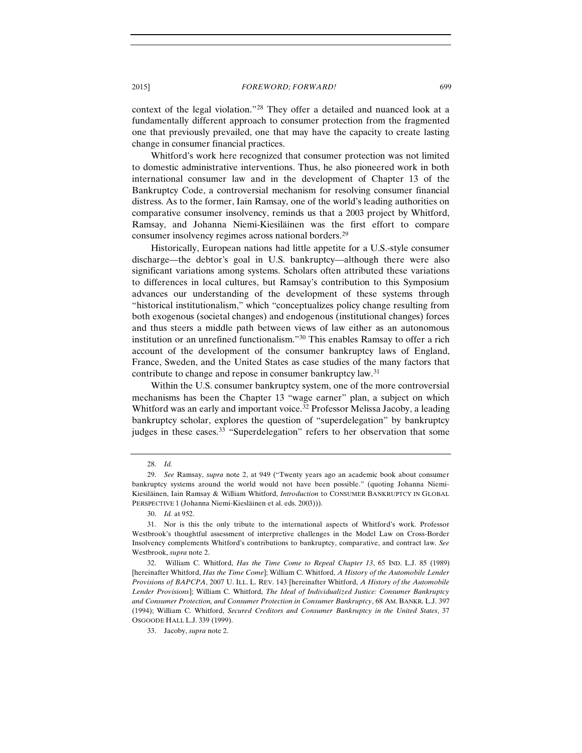context of the legal violation."[28] They offer a detailed and nuanced look at a fundamentally different approach to consumer protection from the fragmented one that previously prevailed, one that may have the capacity to create lasting change in consumer financial practices.

Whitford's work here recognized that consumer protection was not limited to domestic administrative interventions. Thus, he also pioneered work in both international consumer law and in the development of Chapter 13 of the Bankruptcy Code, a controversial mechanism for resolving consumer financial distress. As to the former, Iain Ramsay, one of the world's leading authorities on comparative consumer insolvency, reminds us that a 2003 project by Whitford, Ramsay, and Johanna Niemi-Kiesiläinen was the first effort to compare consumer insolvency regimes across national borders.[29]

Historically, European nations had little appetite for a U.S.-style consumer discharge—the debtor's goal in U.S. bankruptcy—although there were also significant variations among systems. Scholars often attributed these variations to differences in local cultures, but Ramsay's contribution to this Symposium advances our understanding of the development of these systems through "historical institutionalism," which "conceptualizes policy change resulting from both exogenous (societal changes) and endogenous (institutional changes) forces and thus steers a middle path between views of law either as an autonomous institution or an unrefined functionalism."[30] This enables Ramsay to offer a rich account of the development of the consumer bankruptcy laws of England, France, Sweden, and the United States as case studies of the many factors that contribute to change and repose in consumer bankruptcy law.[31]

Within the U.S. consumer bankruptcy system, one of the more controversial mechanisms has been the Chapter 13 "wage earner" plan, a subject on which Whitford was an early and important voice.[32] Professor Melissa Jacoby, a leading bankruptcy scholar, explores the question of "superdelegation" by bankruptcy judges in these cases.[33] "Superdelegation" refers to her observation that some

---

28. *Id.*

29. *See* Ramsay, *supra* note 2, at 949 ("Twenty years ago an academic book about consumer bankruptcy systems around the world would not have been possible." (quoting Johanna Niemi-Kiesiläinen, Iain Ramsay & William Whitford, *Introduction* to CONSUMER BANKRUPTCY IN GLOBAL PERSPECTIVE 1 (Johanna Niemi-Kiesläinen et al. eds. 2003))).

30. *Id.* at 952.

31. Nor is this the only tribute to the international aspects of Whitford's work. Professor Westbrook's thoughtful assessment of interpretive challenges in the Model Law on Cross-Border Insolvency complements Whitford's contributions to bankruptcy, comparative, and contract law. *See* Westbrook, *supra* note 2.

32. William C. Whitford, *Has the Time Come to Repeal Chapter 13*, 65 IND. L.J. 85 (1989) [hereinafter Whitford, *Has the Time Come*]; William C. Whitford, *A History of the Automobile Lender Provisions of BAPCPA*, 2007 U. ILL. L. REV. 143 [hereinafter Whitford, *A History of the Automobile Lender Provisions*]; William C. Whitford, *The Ideal of Individualized Justice: Consumer Bankruptcy and Consumer Protection, and Consumer Protection in Consumer Bankruptcy*, 68 AM. BANKR. L.J. 397 (1994); William C. Whitford, *Secured Creditors and Consumer Bankruptcy in the United States*, 37 OSGOODE HALL L.J. 339 (1999).

33. Jacoby, *supra* note 2.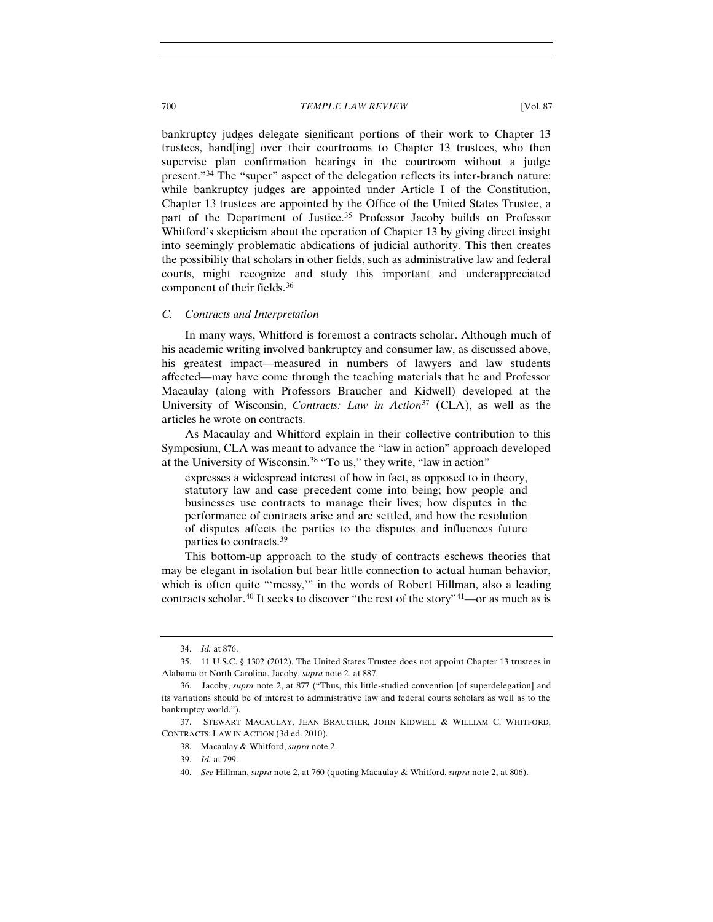bankruptcy judges delegate significant portions of their work to Chapter 13 trustees, hand[ing] over their courtrooms to Chapter 13 trustees, who then supervise plan confirmation hearings in the courtroom without a judge present."[34] The "super" aspect of the delegation reflects its inter-branch nature: while bankruptcy judges are appointed under Article I of the Constitution, Chapter 13 trustees are appointed by the Office of the United States Trustee, a part of the Department of Justice.[35] Professor Jacoby builds on Professor Whitford's skepticism about the operation of Chapter 13 by giving direct insight into seemingly problematic abdications of judicial authority. This then creates the possibility that scholars in other fields, such as administrative law and federal courts, might recognize and study this important and underappreciated component of their fields.[36]

### *C. Contracts and Interpretation*

In many ways, Whitford is foremost a contracts scholar. Although much of his academic writing involved bankruptcy and consumer law, as discussed above, his greatest impact—measured in numbers of lawyers and law students affected—may have come through the teaching materials that he and Professor Macaulay (along with Professors Braucher and Kidwell) developed at the University of Wisconsin, *Contracts: Law in Action*[37] (CLA), as well as the articles he wrote on contracts.

As Macaulay and Whitford explain in their collective contribution to this Symposium, CLA was meant to advance the "law in action" approach developed at the University of Wisconsin.[38] "To us," they write, "law in action"

> expresses a widespread interest of how in fact, as opposed to in theory, statutory law and case precedent come into being; how people and businesses use contracts to manage their lives; how disputes in the performance of contracts arise and are settled, and how the resolution of disputes affects the parties to the disputes and influences future parties to contracts.[39]

This bottom-up approach to the study of contracts eschews theories that may be elegant in isolation but bear little connection to actual human behavior, which is often quite "'messy,'" in the words of Robert Hillman, also a leading contracts scholar.[40] It seeks to discover "the rest of the story"[41]—or as much as is

---

34. *Id.* at 876.

35. 11 U.S.C. § 1302 (2012). The United States Trustee does not appoint Chapter 13 trustees in Alabama or North Carolina. Jacoby, *supra* note 2, at 887.

36. Jacoby, *supra* note 2, at 877 ("Thus, this little-studied convention [of superdelegation] and its variations should be of interest to administrative law and federal courts scholars as well as to the bankruptcy world.").

37. STEWART MACAULAY, JEAN BRAUCHER, JOHN KIDWELL & WILLIAM C. WHITFORD, CONTRACTS: LAW IN ACTION (3d ed. 2010).

38. Macaulay & Whitford, *supra* note 2.

39. *Id.* at 799.

40. *See* Hillman, *supra* note 2, at 760 (quoting Macaulay & Whitford, *supra* note 2, at 806).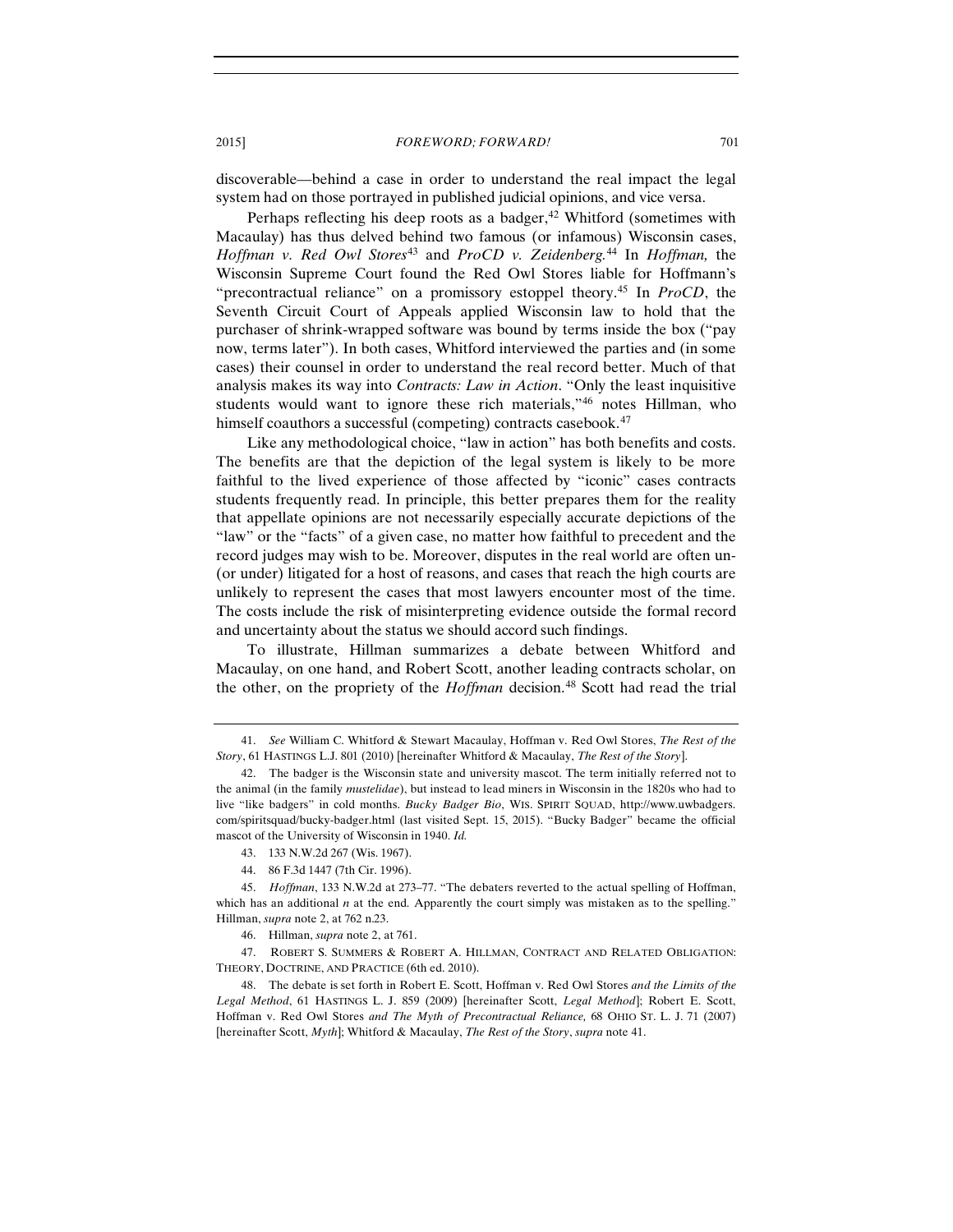discoverable—behind a case in order to understand the real impact the legal system had on those portrayed in published judicial opinions, and vice versa.

Perhaps reflecting his deep roots as a badger,[42] Whitford (sometimes with Macaulay) has thus delved behind two famous (or infamous) Wisconsin cases, *Hoffman v. Red Owl Stores*[43] and *ProCD v. Zeidenberg.*[44] In *Hoffman,* the Wisconsin Supreme Court found the Red Owl Stores liable for Hoffmann's "precontractual reliance" on a promissory estoppel theory.[45] In *ProCD*, the Seventh Circuit Court of Appeals applied Wisconsin law to hold that the purchaser of shrink-wrapped software was bound by terms inside the box ("pay now, terms later"). In both cases, Whitford interviewed the parties and (in some cases) their counsel in order to understand the real record better. Much of that analysis makes its way into *Contracts: Law in Action*. "Only the least inquisitive students would want to ignore these rich materials,"[46] notes Hillman, who himself coauthors a successful (competing) contracts casebook.[47]

Like any methodological choice, "law in action" has both benefits and costs. The benefits are that the depiction of the legal system is likely to be more faithful to the lived experience of those affected by "iconic" cases contracts students frequently read. In principle, this better prepares them for the reality that appellate opinions are not necessarily especially accurate depictions of the "law" or the "facts" of a given case, no matter how faithful to precedent and the record judges may wish to be. Moreover, disputes in the real world are often un- (or under) litigated for a host of reasons, and cases that reach the high courts are unlikely to represent the cases that most lawyers encounter most of the time. The costs include the risk of misinterpreting evidence outside the formal record and uncertainty about the status we should accord such findings.

To illustrate, Hillman summarizes a debate between Whitford and Macaulay, on one hand, and Robert Scott, another leading contracts scholar, on the other, on the propriety of the *Hoffman* decision.[48] Scott had read the trial

---

41. *See* William C. Whitford & Stewart Macaulay, Hoffman v. Red Owl Stores, *The Rest of the Story*, 61 HASTINGS L.J. 801 (2010) [hereinafter Whitford & Macaulay, *The Rest of the Story*].

42. The badger is the Wisconsin state and university mascot. The term initially referred not to the animal (in the family *mustelidae*), but instead to lead miners in Wisconsin in the 1820s who had to live "like badgers" in cold months. *Bucky Badger Bio*, WIS. SPIRIT SQUAD, http://www.uwbadgers.com/spiritsquad/bucky-badger.html (last visited Sept. 15, 2015). "Bucky Badger" became the official mascot of the University of Wisconsin in 1940. *Id.*

43. 133 N.W.2d 267 (Wis. 1967).

44. 86 F.3d 1447 (7th Cir. 1996).

45. *Hoffman*, 133 N.W.2d at 273–77. "The debaters reverted to the actual spelling of Hoffman, which has an additional *n* at the end. Apparently the court simply was mistaken as to the spelling." Hillman, *supra* note 2, at 762 n.23.

46. Hillman, *supra* note 2, at 761.

47. ROBERT S. SUMMERS & ROBERT A. HILLMAN, CONTRACT AND RELATED OBLIGATION: THEORY, DOCTRINE, AND PRACTICE (6th ed. 2010).

48. The debate is set forth in Robert E. Scott, Hoffman v. Red Owl Stores *and the Limits of the Legal Method*, 61 HASTINGS L. J. 859 (2009) [hereinafter Scott, *Legal Method*]; Robert E. Scott, Hoffman v. Red Owl Stores *and The Myth of Precontractual Reliance,* 68 OHIO ST. L. J. 71 (2007) [hereinafter Scott, *Myth*]; Whitford & Macaulay, *The Rest of the Story*, *supra* note 41.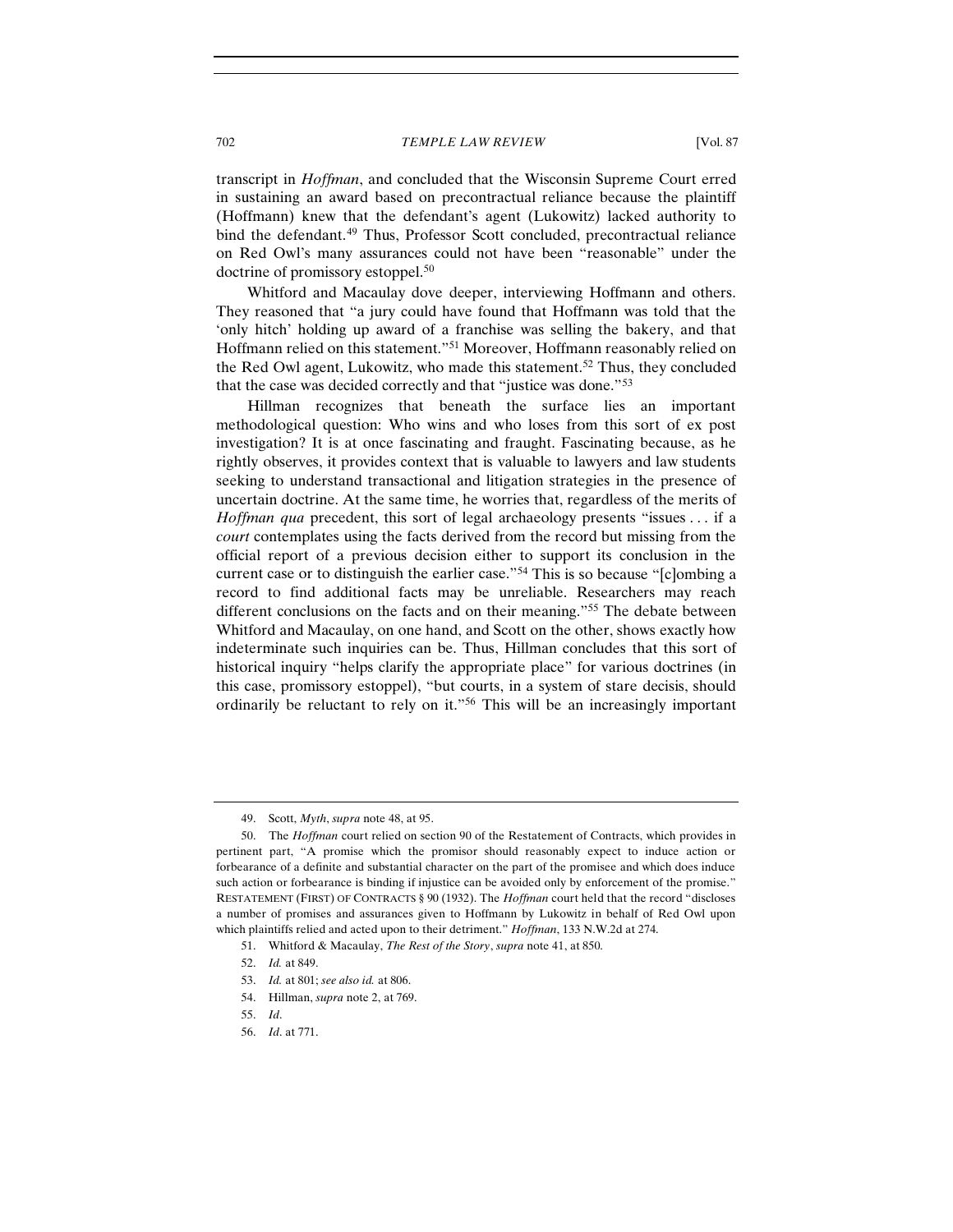transcript in *Hoffman*, and concluded that the Wisconsin Supreme Court erred in sustaining an award based on precontractual reliance because the plaintiff (Hoffmann) knew that the defendant's agent (Lukowitz) lacked authority to bind the defendant.[49] Thus, Professor Scott concluded, precontractual reliance on Red Owl's many assurances could not have been "reasonable" under the doctrine of promissory estoppel.[50]

Whitford and Macaulay dove deeper, interviewing Hoffmann and others. They reasoned that "a jury could have found that Hoffmann was told that the 'only hitch' holding up award of a franchise was selling the bakery, and that Hoffmann relied on this statement."[51] Moreover, Hoffmann reasonably relied on the Red Owl agent, Lukowitz, who made this statement.[52] Thus, they concluded that the case was decided correctly and that "justice was done."[53]

Hillman recognizes that beneath the surface lies an important methodological question: Who wins and who loses from this sort of ex post investigation? It is at once fascinating and fraught. Fascinating because, as he rightly observes, it provides context that is valuable to lawyers and law students seeking to understand transactional and litigation strategies in the presence of uncertain doctrine. At the same time, he worries that, regardless of the merits of *Hoffman qua* precedent, this sort of legal archaeology presents "issues . . . if a *court* contemplates using the facts derived from the record but missing from the official report of a previous decision either to support its conclusion in the current case or to distinguish the earlier case."[54] This is so because "[c]ombing a record to find additional facts may be unreliable. Researchers may reach different conclusions on the facts and on their meaning."[55] The debate between Whitford and Macaulay, on one hand, and Scott on the other, shows exactly how indeterminate such inquiries can be. Thus, Hillman concludes that this sort of historical inquiry "helps clarify the appropriate place" for various doctrines (in this case, promissory estoppel), "but courts, in a system of stare decisis, should ordinarily be reluctant to rely on it."[56] This will be an increasingly important

---

49. Scott, *Myth*, *supra* note 48, at 95.

50. The *Hoffman* court relied on section 90 of the Restatement of Contracts, which provides in pertinent part, "A promise which the promisor should reasonably expect to induce action or forbearance of a definite and substantial character on the part of the promisee and which does induce such action or forbearance is binding if injustice can be avoided only by enforcement of the promise." RESTATEMENT (FIRST) OF CONTRACTS § 90 (1932). The *Hoffman* court held that the record "discloses a number of promises and assurances given to Hoffmann by Lukowitz in behalf of Red Owl upon which plaintiffs relied and acted upon to their detriment." *Hoffman*, 133 N.W.2d at 274.

51. Whitford & Macaulay, *The Rest of the Story*, *supra* note 41, at 850.

52. *Id.* at 849.

53. *Id.* at 801; *see also id.* at 806.

54. Hillman, *supra* note 2, at 769.

55. *Id*.

56. *Id*. at 771.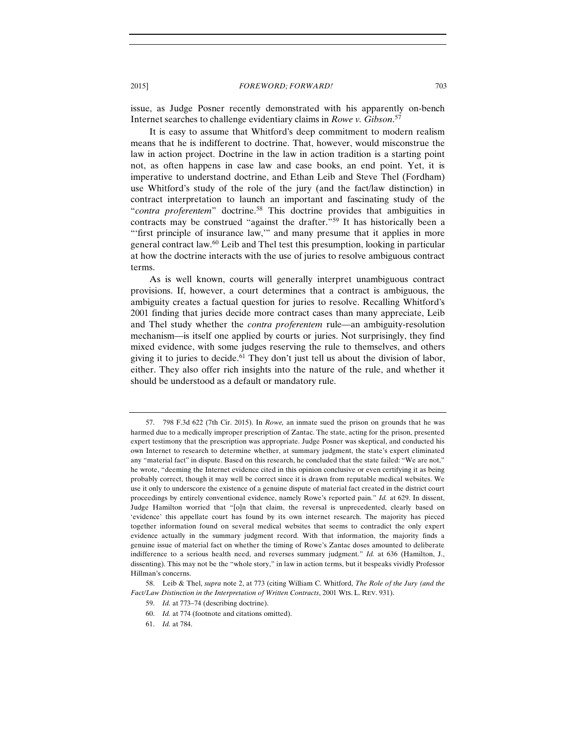issue, as Judge Posner recently demonstrated with his apparently on-bench Internet searches to challenge evidentiary claims in *Rowe v. Gibson*.[57]

It is easy to assume that Whitford's deep commitment to modern realism means that he is indifferent to doctrine. That, however, would misconstrue the law in action project. Doctrine in the law in action tradition is a starting point not, as often happens in case law and case books, an end point. Yet, it is imperative to understand doctrine, and Ethan Leib and Steve Thel (Fordham) use Whitford's study of the role of the jury (and the fact/law distinction) in contract interpretation to launch an important and fascinating study of the "*contra proferentem*" doctrine.[58] This doctrine provides that ambiguities in contracts may be construed "against the drafter."[59] It has historically been a "'first principle of insurance law,'" and many presume that it applies in more general contract law.[60] Leib and Thel test this presumption, looking in particular at how the doctrine interacts with the use of juries to resolve ambiguous contract terms.

As is well known, courts will generally interpret unambiguous contract provisions. If, however, a court determines that a contract is ambiguous, the ambiguity creates a factual question for juries to resolve. Recalling Whitford's 2001 finding that juries decide more contract cases than many appreciate, Leib and Thel study whether the *contra proferentem* rule—an ambiguity-resolution mechanism—is itself one applied by courts or juries. Not surprisingly, they find mixed evidence, with some judges reserving the rule to themselves, and others giving it to juries to decide.[61] They don't just tell us about the division of labor, either. They also offer rich insights into the nature of the rule, and whether it should be understood as a default or mandatory rule.

---

57. 798 F.3d 622 (7th Cir. 2015). In *Rowe,* an inmate sued the prison on grounds that he was harmed due to a medically improper prescription of Zantac. The state, acting for the prison, presented expert testimony that the prescription was appropriate. Judge Posner was skeptical, and conducted his own Internet to research to determine whether, at summary judgment, the state's expert eliminated any "material fact" in dispute. Based on this research, he concluded that the state failed: "We are not," he wrote, "deeming the Internet evidence cited in this opinion conclusive or even certifying it as being probably correct, though it may well be correct since it is drawn from reputable medical websites. We use it only to underscore the existence of a genuine dispute of material fact created in the district court proceedings by entirely conventional evidence, namely Rowe's reported pain." *Id.* at 629. In dissent, Judge Hamilton worried that "[o]n that claim, the reversal is unprecedented, clearly based on 'evidence' this appellate court has found by its own internet research. The majority has pieced together information found on several medical websites that seems to contradict the only expert evidence actually in the summary judgment record. With that information, the majority finds a genuine issue of material fact on whether the timing of Rowe's Zantac doses amounted to deliberate indifference to a serious health need, and reverses summary judgment." *Id.* at 636 (Hamilton, J., dissenting). This may not be the "whole story," in law in action terms, but it bespeaks vividly Professor Hillman's concerns.

58. Leib & Thel, *supra* note 2, at 773 (citing William C. Whitford, *The Role of the Jury (and the Fact/Law Distinction in the Interpretation of Written Contracts*, 2001 WIS. L. REV. 931).

59. *Id.* at 773–74 (describing doctrine).

60. *Id.* at 774 (footnote and citations omitted).

61. *Id.* at 784.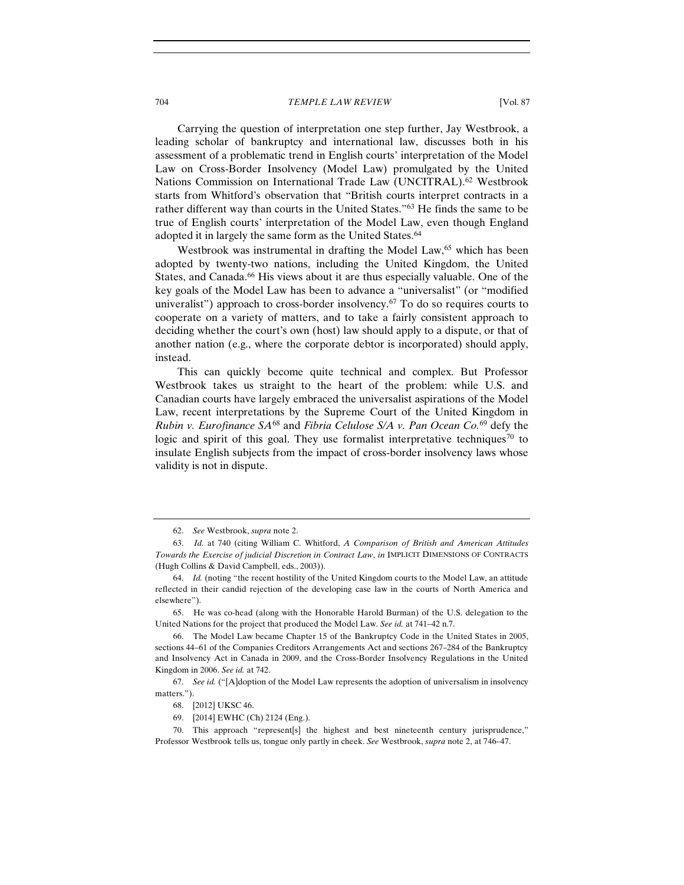Carrying the question of interpretation one step further, Jay Westbrook, a leading scholar of bankruptcy and international law, discusses both in his assessment of a problematic trend in English courts' interpretation of the Model Law on Cross-Border Insolvency (Model Law) promulgated by the United Nations Commission on International Trade Law (UNCITRAL).[62] Westbrook starts from Whitford's observation that "British courts interpret contracts in a rather different way than courts in the United States."[63] He finds the same to be true of English courts' interpretation of the Model Law, even though England adopted it in largely the same form as the United States.[64]

Westbrook was instrumental in drafting the Model Law,[65] which has been adopted by twenty-two nations, including the United Kingdom, the United States, and Canada.[66] His views about it are thus especially valuable. One of the key goals of the Model Law has been to advance a "universalist" (or "modified univeralist") approach to cross-border insolvency.[67] To do so requires courts to cooperate on a variety of matters, and to take a fairly consistent approach to deciding whether the court's own (host) law should apply to a dispute, or that of another nation (e.g., where the corporate debtor is incorporated) should apply, instead.

This can quickly become quite technical and complex. But Professor Westbrook takes us straight to the heart of the problem: while U.S. and Canadian courts have largely embraced the universalist aspirations of the Model Law, recent interpretations by the Supreme Court of the United Kingdom in *Rubin v. Eurofinance SA*[68] and *Fibria Celulose S/A v. Pan Ocean Co.*[69] defy the logic and spirit of this goal. They use formalist interpretative techniques[70] to insulate English subjects from the impact of cross-border insolvency laws whose validity is not in dispute.

---

62. *See* Westbrook, *supra* note 2.

63. *Id.* at 740 (citing William C. Whitford, *A Comparison of British and American Attitudes Towards the Exercise of judicial Discretion in Contract Law*, *in* IMPLICIT DIMENSIONS OF CONTRACTS (Hugh Collins & David Campbell, eds., 2003)).

64. *Id.* (noting "the recent hostility of the United Kingdom courts to the Model Law, an attitude reflected in their candid rejection of the developing case law in the courts of North America and elsewhere").

65. He was co-head (along with the Honorable Harold Burman) of the U.S. delegation to the United Nations for the project that produced the Model Law. *See id.* at 741–42 n.7.

66. The Model Law became Chapter 15 of the Bankruptcy Code in the United States in 2005, sections 44–61 of the Companies Creditors Arrangements Act and sections 267–284 of the Bankruptcy and Insolvency Act in Canada in 2009, and the Cross-Border Insolvency Regulations in the United Kingdom in 2006. *See id.* at 742.

67. *See id.* ("[A]doption of the Model Law represents the adoption of universalism in insolvency matters.").

68. [2012] UKSC 46.

69. [2014] EWHC (Ch) 2124 (Eng.).

70. This approach "represent[s] the highest and best nineteenth century jurisprudence," Professor Westbrook tells us, tongue only partly in cheek. *See* Westbrook, *supra* note 2, at 746–47.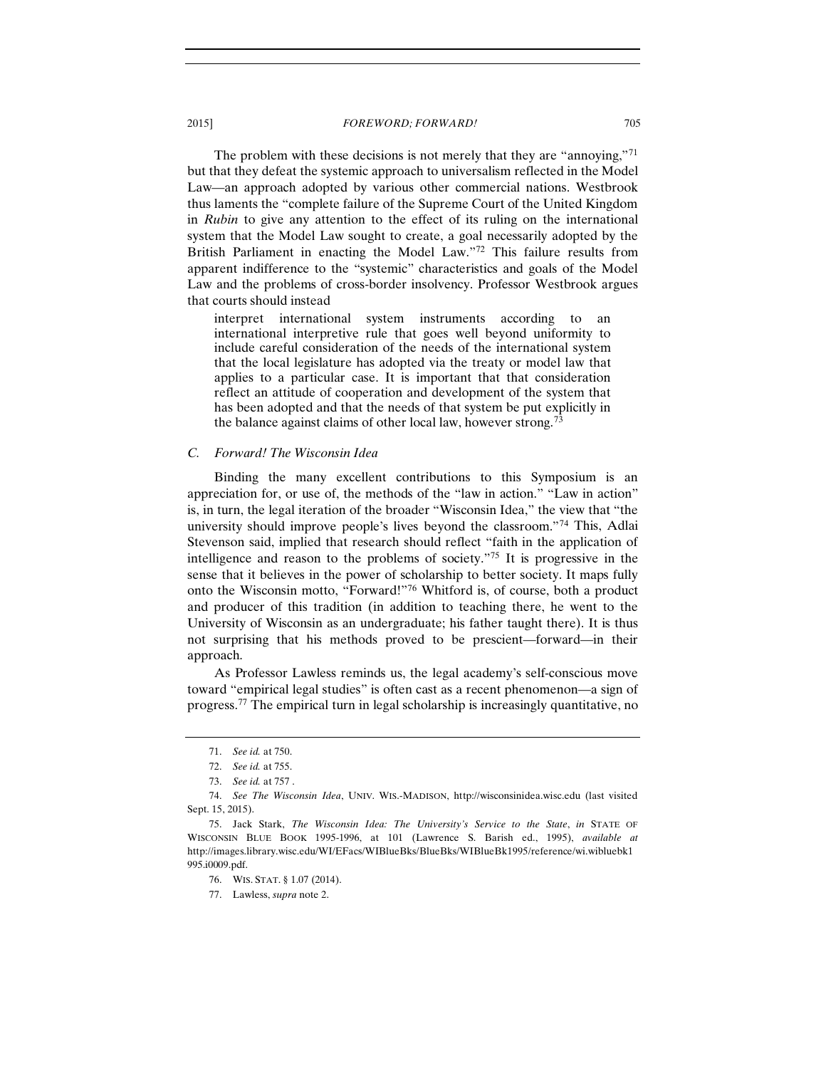The problem with these decisions is not merely that they are "annoying,"[71] but that they defeat the systemic approach to universalism reflected in the Model Law—an approach adopted by various other commercial nations. Westbrook thus laments the "complete failure of the Supreme Court of the United Kingdom in *Rubin* to give any attention to the effect of its ruling on the international system that the Model Law sought to create, a goal necessarily adopted by the British Parliament in enacting the Model Law."[72] This failure results from apparent indifference to the "systemic" characteristics and goals of the Model Law and the problems of cross-border insolvency. Professor Westbrook argues that courts should instead

> interpret international system instruments according to an international interpretive rule that goes well beyond uniformity to include careful consideration of the needs of the international system that the local legislature has adopted via the treaty or model law that applies to a particular case. It is important that that consideration reflect an attitude of cooperation and development of the system that has been adopted and that the needs of that system be put explicitly in the balance against claims of other local law, however strong.[73]

### *C. Forward! The Wisconsin Idea*

Binding the many excellent contributions to this Symposium is an appreciation for, or use of, the methods of the "law in action." "Law in action" is, in turn, the legal iteration of the broader "Wisconsin Idea," the view that "the university should improve people's lives beyond the classroom."[74] This, Adlai Stevenson said, implied that research should reflect "faith in the application of intelligence and reason to the problems of society."[75] It is progressive in the sense that it believes in the power of scholarship to better society. It maps fully onto the Wisconsin motto, "Forward!"[76] Whitford is, of course, both a product and producer of this tradition (in addition to teaching there, he went to the University of Wisconsin as an undergraduate; his father taught there). It is thus not surprising that his methods proved to be prescient—forward—in their approach.

As Professor Lawless reminds us, the legal academy's self-conscious move toward "empirical legal studies" is often cast as a recent phenomenon—a sign of progress.[77] The empirical turn in legal scholarship is increasingly quantitative, no

---

71. *See id.* at 750.

72. *See id.* at 755.

73. *See id.* at 757 .

74. *See The Wisconsin Idea*, UNIV. WIS.-MADISON, http://wisconsinidea.wisc.edu (last visited Sept. 15, 2015).

75. Jack Stark, *The Wisconsin Idea: The University's Service to the State*, *in* STATE OF WISCONSIN BLUE BOOK 1995-1996, at 101 (Lawrence S. Barish ed., 1995), *available at* http://images.library.wisc.edu/WI/EFacs/WIBlueBks/BlueBks/WIBlueBk1995/reference/wi.wibluebk1995.i0009.pdf.

76. WIS. STAT. § 1.07 (2014).

77. Lawless, *supra* note 2.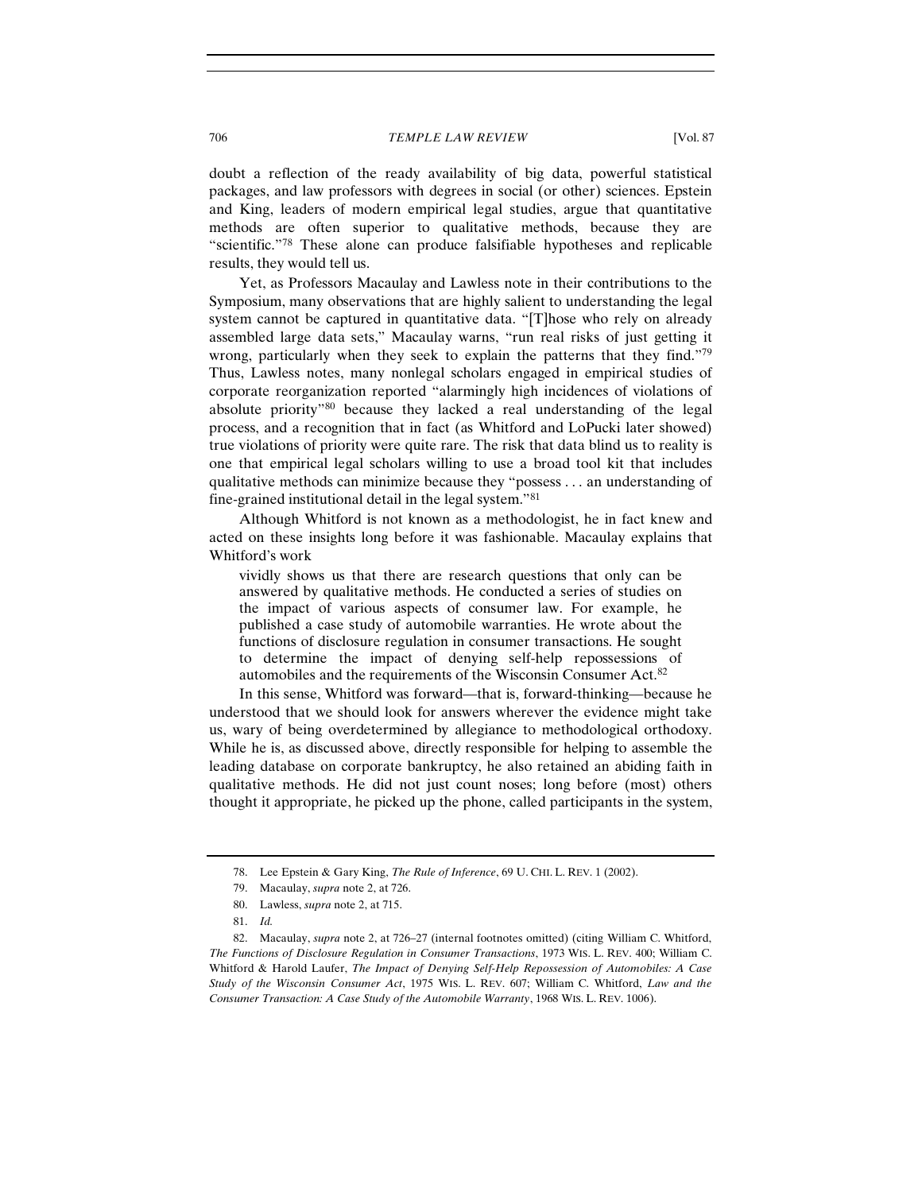doubt a reflection of the ready availability of big data, powerful statistical packages, and law professors with degrees in social (or other) sciences. Epstein and King, leaders of modern empirical legal studies, argue that quantitative methods are often superior to qualitative methods, because they are "scientific."[78] These alone can produce falsifiable hypotheses and replicable results, they would tell us.

Yet, as Professors Macaulay and Lawless note in their contributions to the Symposium, many observations that are highly salient to understanding the legal system cannot be captured in quantitative data. "[T]hose who rely on already assembled large data sets," Macaulay warns, "run real risks of just getting it wrong, particularly when they seek to explain the patterns that they find."[79] Thus, Lawless notes, many nonlegal scholars engaged in empirical studies of corporate reorganization reported "alarmingly high incidences of violations of absolute priority"[80] because they lacked a real understanding of the legal process, and a recognition that in fact (as Whitford and LoPucki later showed) true violations of priority were quite rare. The risk that data blind us to reality is one that empirical legal scholars willing to use a broad tool kit that includes qualitative methods can minimize because they "possess . . . an understanding of fine-grained institutional detail in the legal system."[81]

Although Whitford is not known as a methodologist, he in fact knew and acted on these insights long before it was fashionable. Macaulay explains that Whitford's work

> vividly shows us that there are research questions that only can be answered by qualitative methods. He conducted a series of studies on the impact of various aspects of consumer law. For example, he published a case study of automobile warranties. He wrote about the functions of disclosure regulation in consumer transactions. He sought to determine the impact of denying self-help repossessions of automobiles and the requirements of the Wisconsin Consumer Act.[82]

In this sense, Whitford was forward—that is, forward-thinking—because he understood that we should look for answers wherever the evidence might take us, wary of being overdetermined by allegiance to methodological orthodoxy. While he is, as discussed above, directly responsible for helping to assemble the leading database on corporate bankruptcy, he also retained an abiding faith in qualitative methods. He did not just count noses; long before (most) others thought it appropriate, he picked up the phone, called participants in the system,

---

78. Lee Epstein & Gary King, *The Rule of Inference*, 69 U. CHI. L. REV. 1 (2002).

79. Macaulay, *supra* note 2, at 726.

80. Lawless, *supra* note 2, at 715.

81. *Id.*

82. Macaulay, *supra* note 2, at 726–27 (internal footnotes omitted) (citing William C. Whitford, *The Functions of Disclosure Regulation in Consumer Transactions*, 1973 WIS. L. REV. 400; William C. Whitford & Harold Laufer, *The Impact of Denying Self-Help Repossession of Automobiles: A Case Study of the Wisconsin Consumer Act*, 1975 WIS. L. REV. 607; William C. Whitford, *Law and the Consumer Transaction: A Case Study of the Automobile Warranty*, 1968 WIS. L. REV. 1006).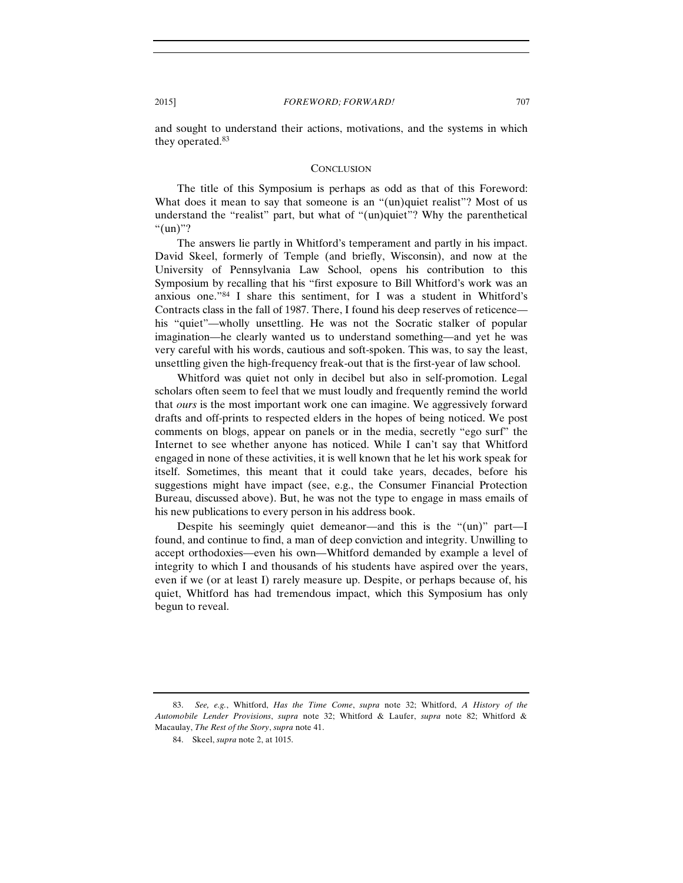and sought to understand their actions, motivations, and the systems in which they operated.[83]

## CONCLUSION

The title of this Symposium is perhaps as odd as that of this Foreword: What does it mean to say that someone is an "(un)quiet realist"? Most of us understand the "realist" part, but what of "(un)quiet"? Why the parenthetical "(un)"?

The answers lie partly in Whitford's temperament and partly in his impact. David Skeel, formerly of Temple (and briefly, Wisconsin), and now at the University of Pennsylvania Law School, opens his contribution to this Symposium by recalling that his "first exposure to Bill Whitford's work was an anxious one."[84] I share this sentiment, for I was a student in Whitford's Contracts class in the fall of 1987. There, I found his deep reserves of reticence—his "quiet"—wholly unsettling. He was not the Socratic stalker of popular imagination—he clearly wanted us to understand something—and yet he was very careful with his words, cautious and soft-spoken. This was, to say the least, unsettling given the high-frequency freak-out that is the first-year of law school.

Whitford was quiet not only in decibel but also in self-promotion. Legal scholars often seem to feel that we must loudly and frequently remind the world that *ours* is the most important work one can imagine. We aggressively forward drafts and off-prints to respected elders in the hopes of being noticed. We post comments on blogs, appear on panels or in the media, secretly "ego surf" the Internet to see whether anyone has noticed. While I can't say that Whitford engaged in none of these activities, it is well known that he let his work speak for itself. Sometimes, this meant that it could take years, decades, before his suggestions might have impact (see, e.g., the Consumer Financial Protection Bureau, discussed above). But, he was not the type to engage in mass emails of his new publications to every person in his address book.

Despite his seemingly quiet demeanor—and this is the "(un)" part—I found, and continue to find, a man of deep conviction and integrity. Unwilling to accept orthodoxies—even his own—Whitford demanded by example a level of integrity to which I and thousands of his students have aspired over the years, even if we (or at least I) rarely measure up. Despite, or perhaps because of, his quiet, Whitford has had tremendous impact, which this Symposium has only begun to reveal.

---

83. *See, e.g.*, Whitford, *Has the Time Come*, *supra* note 32; Whitford, *A History of the Automobile Lender Provisions*, *supra* note 32; Whitford & Laufer, *supra* note 82; Whitford & Macaulay, *The Rest of the Story*, *supra* note 41.

84. Skeel, *supra* note 2, at 1015.